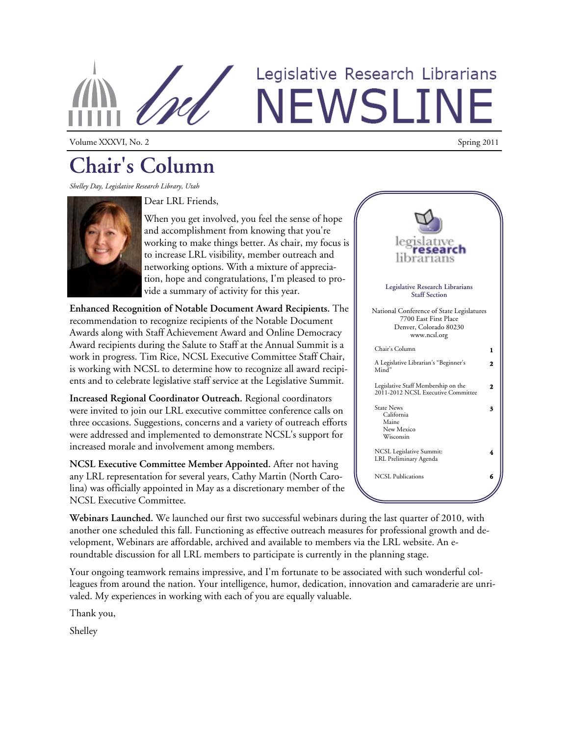# Legislative Research Librarians NEWSLINE

Volume XXXVI, No. 2 Spring 2011

# Chair's Column

*Shelley Day, Legislative Research Library, Utah*

Dear LRL Friends,

When you get involved, you feel the sense of hope and accomplishment from knowing that you're working to make things better. As chair, my focus is to increase LRL visibility, member outreach and networking options. With a mixture of appreciation, hope and congratulations, I'm pleased to provide a summary of activity for this year.

**Enhanced Recognition of Notable Document Award Recipients.** The recommendation to recognize recipients of the Notable Document Awards along with Staff Achievement Award and Online Democracy Award recipients during the Salute to Staff at the Annual Summit is a work in progress. Tim Rice, NCSL Executive Committee Staff Chair, is working with NCSL to determine how to recognize all award recipients and to celebrate legislative staff service at the Legislative Summit.

**Increased Regional Coordinator Outreach.** Regional coordinators were invited to join our LRL executive committee conference calls on three occasions. Suggestions, concerns and a variety of outreach efforts were addressed and implemented to demonstrate NCSL's support for increased morale and involvement among members.

**NCSL Executive Committee Member Appointed.** After not having any LRL representation for several years, Cathy Martin (North Carolina) was officially appointed in May as a discretionary member of the NCSL Executive Committee.

**Webinars Launched.** We launched our first two successful webinars during the last quarter of 2010, with another one scheduled this fall. Functioning as effective outreach measures for professional growth and development, Webinars are affordable, archived and available to members via the LRL website. An e-roundtable discussion for all LRL members to participate is currently in the planning stage.

Your ongoing teamwork remains impressive, and I'm fortunate to be associated with such wonderful colleagues from around the nation. Your intelligence, humor, dedication, innovation and camaraderie are unrivaled. My experiences in working with each of you are equally valuable.

Thank you,

Shelley

---

legislative research librarians

**Legislative Research Librarians Staff Section**

National Conference of State Legislatures
7700 East First Place
Denver, Colorado 80230
www.ncsl.org

| | |
|---|---|
| Chair's Column | 1 |
| A Legislative Librarian's "Beginner's Mind" | 2 |
| Legislative Staff Membership on the 2011-2012 NCSL Executive Committee | 2 |
| State News<br>California<br>Maine<br>New Mexico<br>Wisconsin | 3 |
| NCSL Legislative Summit: LRL Preliminary Agenda | 4 |
| NCSL Publications | 6 |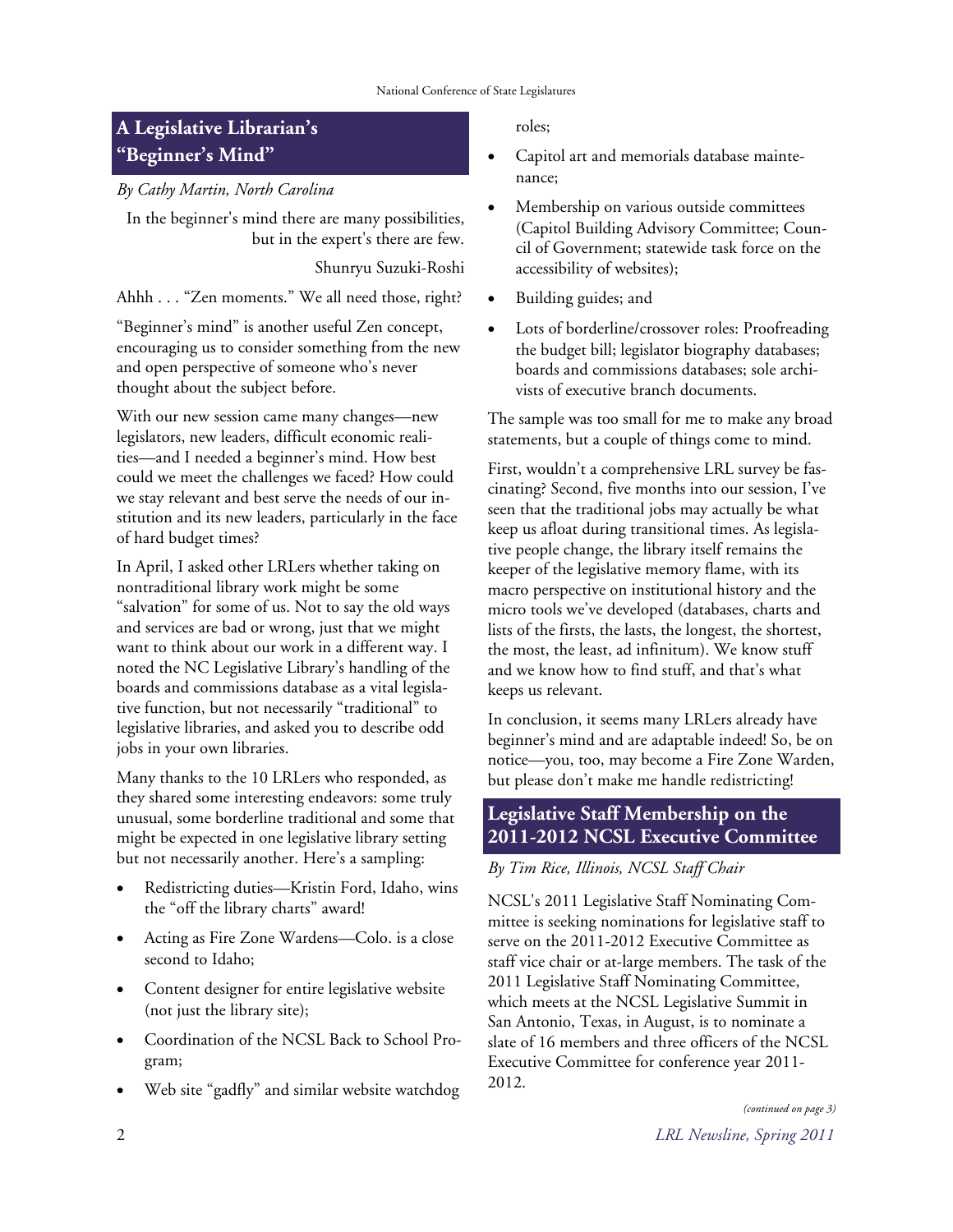## A Legislative Librarian's "Beginner's Mind"

*By Cathy Martin, North Carolina*

> In the beginner's mind there are many possibilities, but in the expert's there are few.
>
> Shunryu Suzuki-Roshi

Ahhh . . . "Zen moments." We all need those, right?

"Beginner's mind" is another useful Zen concept, encouraging us to consider something from the new and open perspective of someone who's never thought about the subject before.

With our new session came many changes—new legislators, new leaders, difficult economic realities—and I needed a beginner's mind. How best could we meet the challenges we faced? How could we stay relevant and best serve the needs of our institution and its new leaders, particularly in the face of hard budget times?

In April, I asked other LRLers whether taking on nontraditional library work might be some "salvation" for some of us. Not to say the old ways and services are bad or wrong, just that we might want to think about our work in a different way. I noted the NC Legislative Library's handling of the boards and commissions database as a vital legislative function, but not necessarily "traditional" to legislative libraries, and asked you to describe odd jobs in your own libraries.

Many thanks to the 10 LRLers who responded, as they shared some interesting endeavors: some truly unusual, some borderline traditional and some that might be expected in one legislative library setting but not necessarily another. Here's a sampling:

- Redistricting duties—Kristin Ford, Idaho, wins the "off the library charts" award!
- Acting as Fire Zone Wardens—Colo. is a close second to Idaho;
- Content designer for entire legislative website (not just the library site);
- Coordination of the NCSL Back to School Program;
- Web site "gadfly" and similar website watchdog roles;
- Capitol art and memorials database maintenance;
- Membership on various outside committees (Capitol Building Advisory Committee; Council of Government; statewide task force on the accessibility of websites);
- Building guides; and
- Lots of borderline/crossover roles: Proofreading the budget bill; legislator biography databases; boards and commissions databases; sole archivists of executive branch documents.

The sample was too small for me to make any broad statements, but a couple of things come to mind.

First, wouldn't a comprehensive LRL survey be fascinating? Second, five months into our session, I've seen that the traditional jobs may actually be what keep us afloat during transitional times. As legislative people change, the library itself remains the keeper of the legislative memory flame, with its macro perspective on institutional history and the micro tools we've developed (databases, charts and lists of the firsts, the lasts, the longest, the shortest, the most, the least, ad infinitum). We know stuff and we know how to find stuff, and that's what keeps us relevant.

In conclusion, it seems many LRLers already have beginner's mind and are adaptable indeed! So, be on notice—you, too, may become a Fire Zone Warden, but please don't make me handle redistricting!

## Legislative Staff Membership on the 2011-2012 NCSL Executive Committee

*By Tim Rice, Illinois, NCSL Staff Chair*

NCSL's 2011 Legislative Staff Nominating Committee is seeking nominations for legislative staff to serve on the 2011-2012 Executive Committee as staff vice chair or at-large members. The task of the 2011 Legislative Staff Nominating Committee, which meets at the NCSL Legislative Summit in San Antonio, Texas, in August, is to nominate a slate of 16 members and three officers of the NCSL Executive Committee for conference year 2011-2012.

*(continued on page 3)*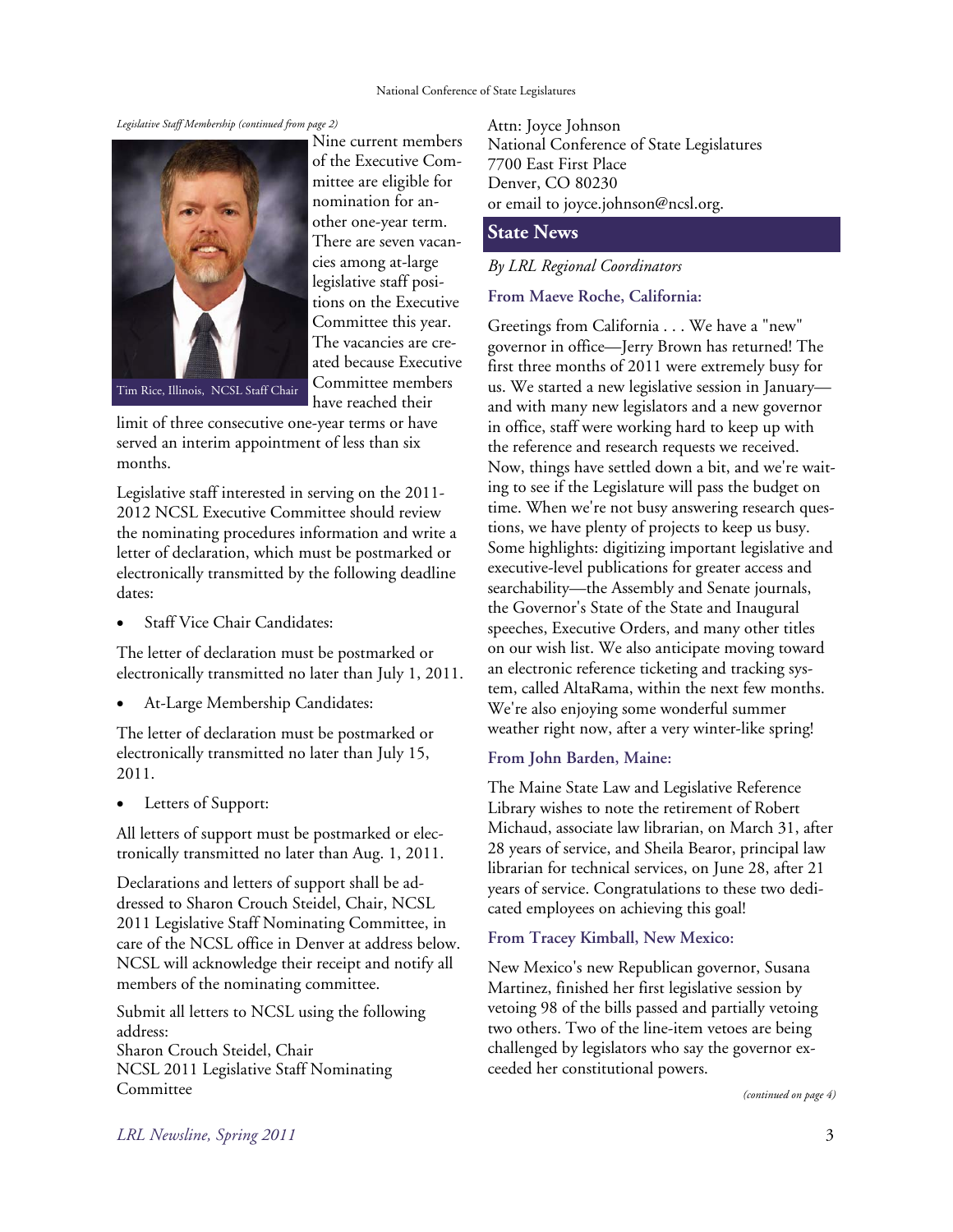*Legislative Staff Membership (continued from page 2)*

Tim Rice, Illinois, NCSL Staff Chair

Nine current members of the Executive Committee are eligible for nomination for another one-year term. There are seven vacancies among at-large legislative staff positions on the Executive Committee this year. The vacancies are created because Executive Committee members have reached their limit of three consecutive one-year terms or have served an interim appointment of less than six months.

Legislative staff interested in serving on the 2011-2012 NCSL Executive Committee should review the nominating procedures information and write a letter of declaration, which must be postmarked or electronically transmitted by the following deadline dates:

- Staff Vice Chair Candidates:

The letter of declaration must be postmarked or electronically transmitted no later than July 1, 2011.

- At-Large Membership Candidates:

The letter of declaration must be postmarked or electronically transmitted no later than July 15, 2011.

- Letters of Support:

All letters of support must be postmarked or electronically transmitted no later than Aug. 1, 2011.

Declarations and letters of support shall be addressed to Sharon Crouch Steidel, Chair, NCSL 2011 Legislative Staff Nominating Committee, in care of the NCSL office in Denver at address below. NCSL will acknowledge their receipt and notify all members of the nominating committee.

Submit all letters to NCSL using the following address:
Sharon Crouch Steidel, Chair
NCSL 2011 Legislative Staff Nominating Committee
Attn: Joyce Johnson
National Conference of State Legislatures
7700 East First Place
Denver, CO 80230
or email to joyce.johnson@ncsl.org.

## State News

*By LRL Regional Coordinators*

### From Maeve Roche, California:

Greetings from California . . . We have a "new" governor in office—Jerry Brown has returned! The first three months of 2011 were extremely busy for us. We started a new legislative session in January—and with many new legislators and a new governor in office, staff were working hard to keep up with the reference and research requests we received. Now, things have settled down a bit, and we're waiting to see if the Legislature will pass the budget on time. When we're not busy answering research questions, we have plenty of projects to keep us busy. Some highlights: digitizing important legislative and executive-level publications for greater access and searchability—the Assembly and Senate journals, the Governor's State of the State and Inaugural speeches, Executive Orders, and many other titles on our wish list. We also anticipate moving toward an electronic reference ticketing and tracking system, called AltaRama, within the next few months. We're also enjoying some wonderful summer weather right now, after a very winter-like spring!

### From John Barden, Maine:

The Maine State Law and Legislative Reference Library wishes to note the retirement of Robert Michaud, associate law librarian, on March 31, after 28 years of service, and Sheila Bearor, principal law librarian for technical services, on June 28, after 21 years of service. Congratulations to these two dedicated employees on achieving this goal!

### From Tracey Kimball, New Mexico:

New Mexico's new Republican governor, Susana Martinez, finished her first legislative session by vetoing 98 of the bills passed and partially vetoing two others. Two of the line-item vetoes are being challenged by legislators who say the governor exceeded her constitutional powers.

*(continued on page 4)*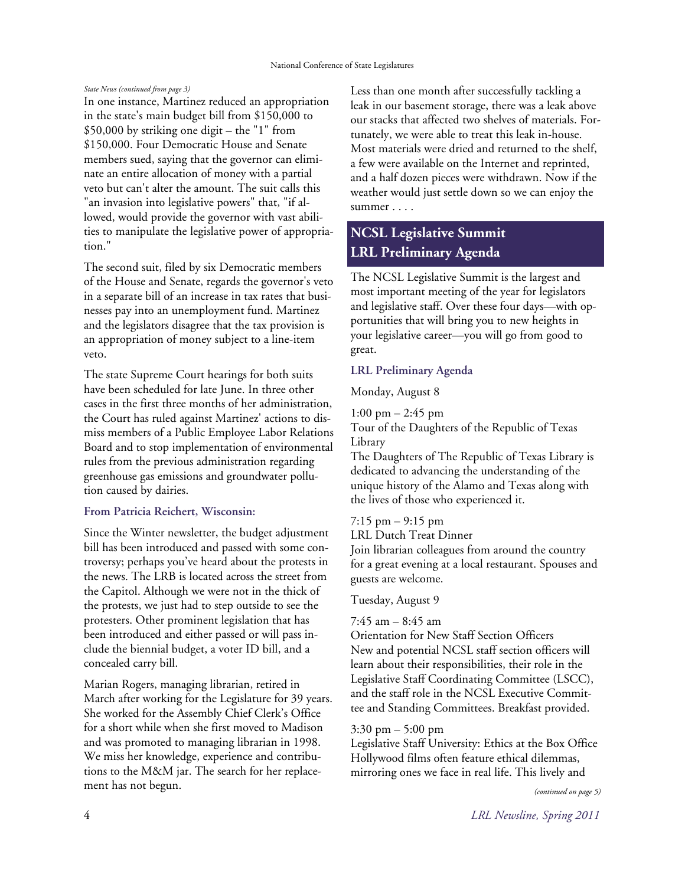*State News (continued from page 3)*

In one instance, Martinez reduced an appropriation in the state's main budget bill from $150,000 to $50,000 by striking one digit – the "1" from $150,000. Four Democratic House and Senate members sued, saying that the governor can eliminate an entire allocation of money with a partial veto but can't alter the amount. The suit calls this "an invasion into legislative powers" that, "if allowed, would provide the governor with vast abilities to manipulate the legislative power of appropriation."

The second suit, filed by six Democratic members of the House and Senate, regards the governor's veto in a separate bill of an increase in tax rates that businesses pay into an unemployment fund. Martinez and the legislators disagree that the tax provision is an appropriation of money subject to a line-item veto.

The state Supreme Court hearings for both suits have been scheduled for late June. In three other cases in the first three months of her administration, the Court has ruled against Martinez' actions to dismiss members of a Public Employee Labor Relations Board and to stop implementation of environmental rules from the previous administration regarding greenhouse gas emissions and groundwater pollution caused by dairies.

### From Patricia Reichert, Wisconsin:

Since the Winter newsletter, the budget adjustment bill has been introduced and passed with some controversy; perhaps you've heard about the protests in the news. The LRB is located across the street from the Capitol. Although we were not in the thick of the protests, we just had to step outside to see the protesters. Other prominent legislation that has been introduced and either passed or will pass include the biennial budget, a voter ID bill, and a concealed carry bill.

Marian Rogers, managing librarian, retired in March after working for the Legislature for 39 years. She worked for the Assembly Chief Clerk's Office for a short while when she first moved to Madison and was promoted to managing librarian in 1998. We miss her knowledge, experience and contributions to the M&M jar. The search for her replacement has not begun.

Less than one month after successfully tackling a leak in our basement storage, there was a leak above our stacks that affected two shelves of materials. Fortunately, we were able to treat this leak in-house. Most materials were dried and returned to the shelf, a few were available on the Internet and reprinted, and a half dozen pieces were withdrawn. Now if the weather would just settle down so we can enjoy the summer . . . .

## NCSL Legislative Summit LRL Preliminary Agenda

The NCSL Legislative Summit is the largest and most important meeting of the year for legislators and legislative staff. Over these four days—with opportunities that will bring you to new heights in your legislative career—you will go from good to great.

### LRL Preliminary Agenda

Monday, August 8

1:00 pm – 2:45 pm
Tour of the Daughters of the Republic of Texas Library
The Daughters of The Republic of Texas Library is dedicated to advancing the understanding of the unique history of the Alamo and Texas along with the lives of those who experienced it.

7:15 pm – 9:15 pm
LRL Dutch Treat Dinner
Join librarian colleagues from around the country for a great evening at a local restaurant. Spouses and guests are welcome.

Tuesday, August 9

7:45 am – 8:45 am
Orientation for New Staff Section Officers
New and potential NCSL staff section officers will learn about their responsibilities, their role in the Legislative Staff Coordinating Committee (LSCC), and the staff role in the NCSL Executive Committee and Standing Committees. Breakfast provided.

3:30 pm – 5:00 pm
Legislative Staff University: Ethics at the Box Office
Hollywood films often feature ethical dilemmas, mirroring ones we face in real life. This lively and

*(continued on page 5)*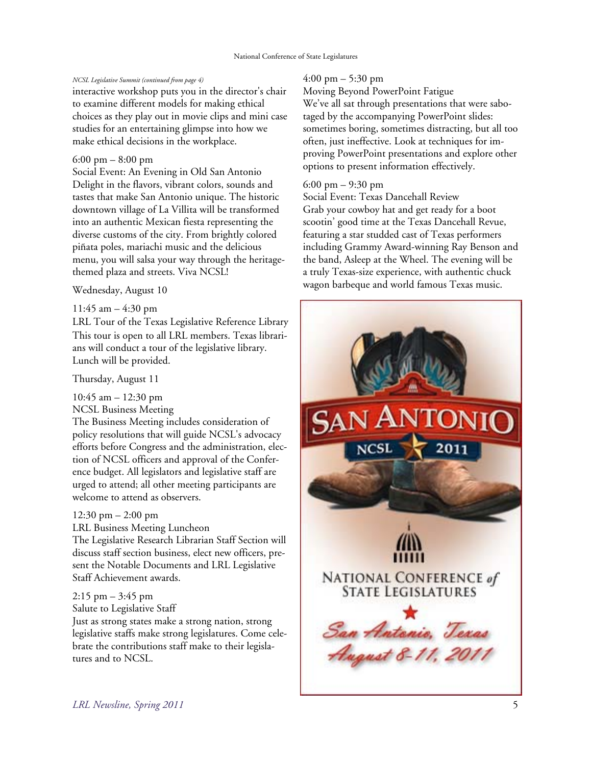*NCSL Legislative Summit (continued from page 4)*

interactive workshop puts you in the director's chair to examine different models for making ethical choices as they play out in movie clips and mini case studies for an entertaining glimpse into how we make ethical decisions in the workplace.

6:00 pm – 8:00 pm
Social Event: An Evening in Old San Antonio
Delight in the flavors, vibrant colors, sounds and tastes that make San Antonio unique. The historic downtown village of La Villita will be transformed into an authentic Mexican fiesta representing the diverse customs of the city. From brightly colored piñata poles, mariachi music and the delicious menu, you will salsa your way through the heritage-themed plaza and streets. Viva NCSL!

Wednesday, August 10

11:45 am – 4:30 pm
LRL Tour of the Texas Legislative Reference Library
This tour is open to all LRL members. Texas librarians will conduct a tour of the legislative library. Lunch will be provided.

Thursday, August 11

10:45 am – 12:30 pm
NCSL Business Meeting
The Business Meeting includes consideration of policy resolutions that will guide NCSL's advocacy efforts before Congress and the administration, election of NCSL officers and approval of the Conference budget. All legislators and legislative staff are urged to attend; all other meeting participants are welcome to attend as observers.

12:30 pm – 2:00 pm
LRL Business Meeting Luncheon
The Legislative Research Librarian Staff Section will discuss staff section business, elect new officers, present the Notable Documents and LRL Legislative Staff Achievement awards.

2:15 pm – 3:45 pm
Salute to Legislative Staff
Just as strong states make a strong nation, strong legislative staffs make strong legislatures. Come celebrate the contributions staff make to their legislatures and to NCSL.

4:00 pm – 5:30 pm
Moving Beyond PowerPoint Fatigue
We've all sat through presentations that were sabotaged by the accompanying PowerPoint slides: sometimes boring, sometimes distracting, but all too often, just ineffective. Look at techniques for improving PowerPoint presentations and explore other options to present information effectively.

6:00 pm – 9:30 pm
Social Event: Texas Dancehall Review
Grab your cowboy hat and get ready for a boot scootin' good time at the Texas Dancehall Revue, featuring a star studded cast of Texas performers including Grammy Award-winning Ray Benson and the band, Asleep at the Wheel. The evening will be a truly Texas-size experience, with authentic chuck wagon barbeque and world famous Texas music.

SAN ANTONIO
NCSL 2011
NATIONAL CONFERENCE of STATE LEGISLATURES
San Antonio, Texas
August 8-11, 2011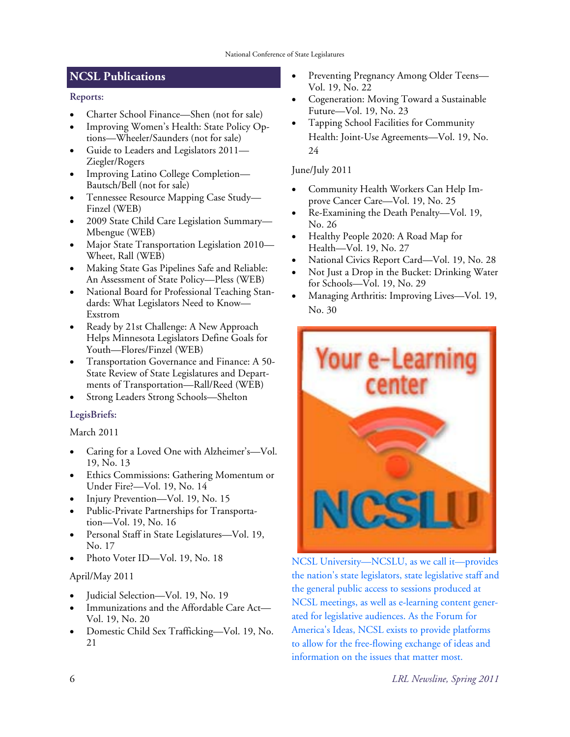## NCSL Publications

### Reports:

- Charter School Finance—Shen (not for sale)
- Improving Women's Health: State Policy Options—Wheeler/Saunders (not for sale)
- Guide to Leaders and Legislators 2011—Ziegler/Rogers
- Improving Latino College Completion—Bautsch/Bell (not for sale)
- Tennessee Resource Mapping Case Study—Finzel (WEB)
- 2009 State Child Care Legislation Summary—Mbengue (WEB)
- Major State Transportation Legislation 2010—Wheet, Rall (WEB)
- Making State Gas Pipelines Safe and Reliable: An Assessment of State Policy—Pless (WEB)
- National Board for Professional Teaching Standards: What Legislators Need to Know—Exstrom
- Ready by 21st Challenge: A New Approach Helps Minnesota Legislators Define Goals for Youth—Flores/Finzel (WEB)
- Transportation Governance and Finance: A 50-State Review of State Legislatures and Departments of Transportation—Rall/Reed (WEB)
- Strong Leaders Strong Schools—Shelton

### LegisBriefs:

March 2011

- Caring for a Loved One with Alzheimer's—Vol. 19, No. 13
- Ethics Commissions: Gathering Momentum or Under Fire?—Vol. 19, No. 14
- Injury Prevention—Vol. 19, No. 15
- Public-Private Partnerships for Transportation—Vol. 19, No. 16
- Personal Staff in State Legislatures—Vol. 19, No. 17
- Photo Voter ID—Vol. 19, No. 18

April/May 2011

- Judicial Selection—Vol. 19, No. 19
- Immunizations and the Affordable Care Act—Vol. 19, No. 20
- Domestic Child Sex Trafficking—Vol. 19, No. 21
- Preventing Pregnancy Among Older Teens—Vol. 19, No. 22
- Cogeneration: Moving Toward a Sustainable Future—Vol. 19, No. 23
- Tapping School Facilities for Community Health: Joint-Use Agreements—Vol. 19, No. 24

June/July 2011

- Community Health Workers Can Help Improve Cancer Care—Vol. 19, No. 25
- Re-Examining the Death Penalty—Vol. 19, No. 26
- Healthy People 2020: A Road Map for Health—Vol. 19, No. 27
- National Civics Report Card—Vol. 19, No. 28
- Not Just a Drop in the Bucket: Drinking Water for Schools—Vol. 19, No. 29
- Managing Arthritis: Improving Lives—Vol. 19, No. 30

Your e-Learning center

NCSLU

NCSL University—NCSLU, as we call it—provides the nation's state legislators, state legislative staff and the general public access to sessions produced at NCSL meetings, as well as e-learning content generated for legislative audiences. As the Forum for America's Ideas, NCSL exists to provide platforms to allow for the free-flowing exchange of ideas and information on the issues that matter most.